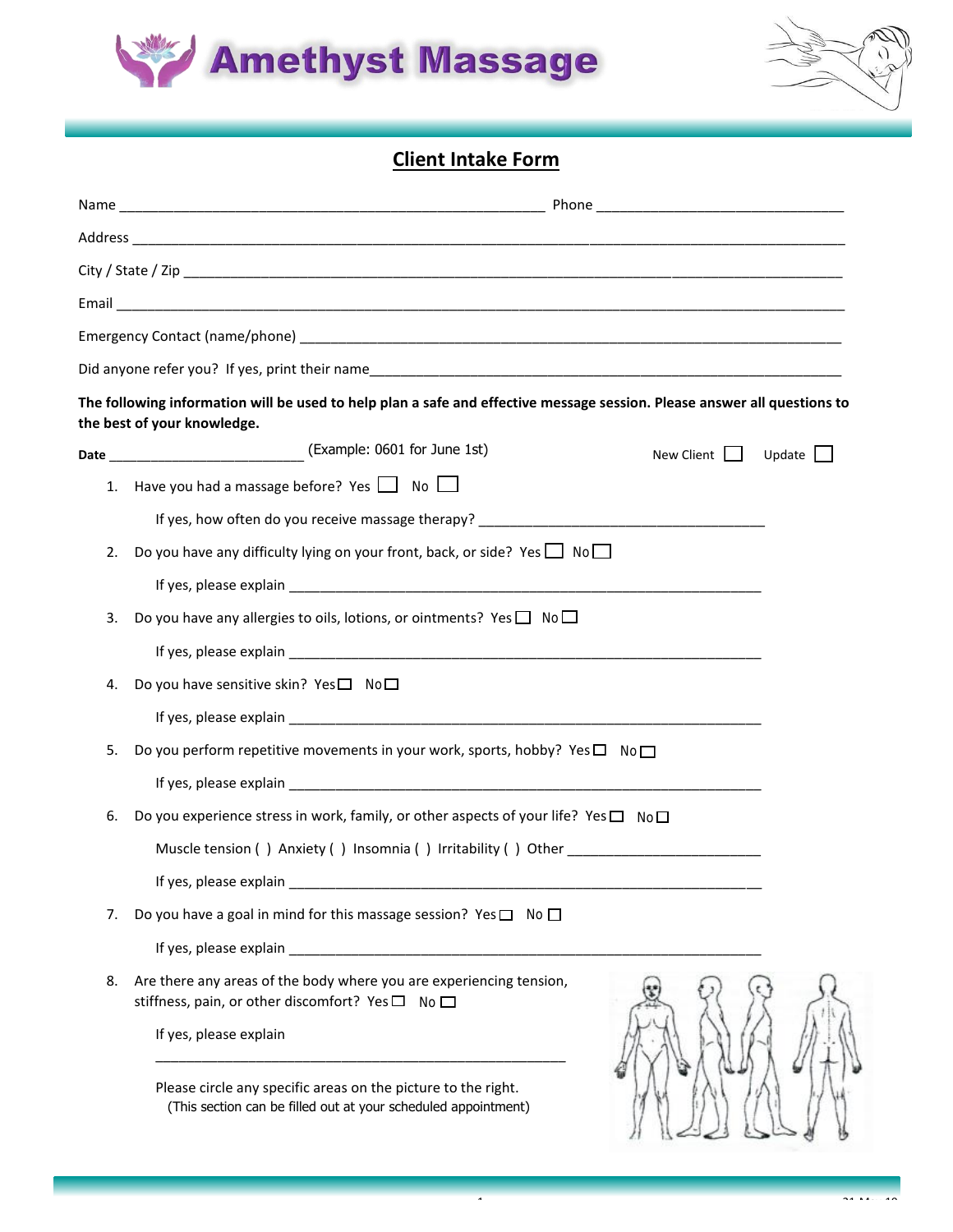# Amethyst Massage

## Client Intake Form

Name ______________________________ Phone ______________________________

Address ______________________________________________________________

City / State / Zip _____________________________________________________

Email ________________________________________________________________

Emergency Contact (name/phone) ________________________________________

Did anyone refer you? If yes, print their name__________________________

**The following information will be used to help plan a safe and effective message session. Please answer all questions to the best of your knowledge.**

**Date** ________________________ (Example: 0601 for June 1st) New Client ☐ Update ☐

1. Have you had a massage before? Yes ☐ No ☐

   If yes, how often do you receive massage therapy? ______________________

2. Do you have any difficulty lying on your front, back, or side? Yes ☐ No ☐

   If yes, please explain ______________________________________________

3. Do you have any allergies to oils, lotions, or ointments? Yes ☐ No ☐

   If yes, please explain ______________________________________________

4. Do you have sensitive skin? Yes ☐ No ☐

   If yes, please explain ______________________________________________

5. Do you perform repetitive movements in your work, sports, hobby? Yes ☐ No ☐

   If yes, please explain ______________________________________________

6. Do you experience stress in work, family, or other aspects of your life? Yes ☐ No ☐

   Muscle tension ( ) Anxiety ( ) Insomnia ( ) Irritability ( ) Other ________________

   If yes, please explain ______________________________________________

7. Do you have a goal in mind for this massage session? Yes ☐ No ☐

   If yes, please explain ______________________________________________

8. Are there any areas of the body where you are experiencing tension, stiffness, pain, or other discomfort? Yes ☐ No ☐

   If yes, please explain

   ______________________________________________

   Please circle any specific areas on the picture to the right.
   (This section can be filled out at your scheduled appointment)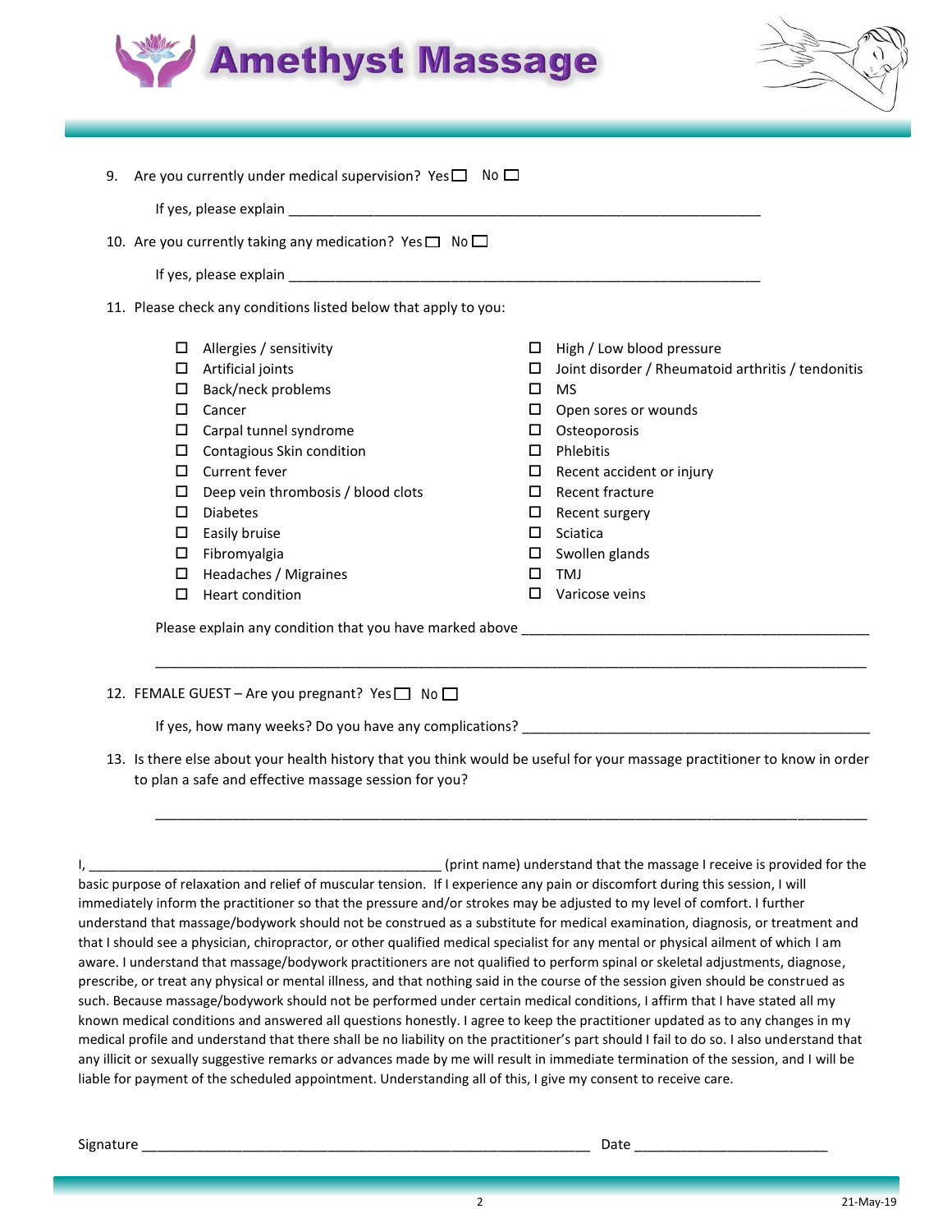# Amethyst Massage

9. Are you currently under medical supervision? Yes ☐ No ☐

   If yes, please explain ____________________________________________________________

10. Are you currently taking any medication? Yes ☐ No ☐

    If yes, please explain ____________________________________________________________

11. Please check any conditions listed below that apply to you:

    - ☐ Allergies / sensitivity
    - ☐ Artificial joints
    - ☐ Back/neck problems
    - ☐ Cancer
    - ☐ Carpal tunnel syndrome
    - ☐ Contagious Skin condition
    - ☐ Current fever
    - ☐ Deep vein thrombosis / blood clots
    - ☐ Diabetes
    - ☐ Easily bruise
    - ☐ Fibromyalgia
    - ☐ Headaches / Migraines
    - ☐ Heart condition
    - ☐ High / Low blood pressure
    - ☐ Joint disorder / Rheumatoid arthritis / tendonitis
    - ☐ MS
    - ☐ Open sores or wounds
    - ☐ Osteoporosis
    - ☐ Phlebitis
    - ☐ Recent accident or injury
    - ☐ Recent fracture
    - ☐ Recent surgery
    - ☐ Sciatica
    - ☐ Swollen glands
    - ☐ TMJ
    - ☐ Varicose veins

    Please explain any condition that you have marked above ____________________________________________

    ______________________________________________________________________________________________

12. FEMALE GUEST – Are you pregnant? Yes ☐ No ☐

    If yes, how many weeks? Do you have any complications? ____________________________________________

13. Is there else about your health history that you think would be useful for your massage practitioner to know in order to plan a safe and effective massage session for you?

    ______________________________________________________________________________________________

I, ________________________________________________ (print name) understand that the massage I receive is provided for the basic purpose of relaxation and relief of muscular tension. If I experience any pain or discomfort during this session, I will immediately inform the practitioner so that the pressure and/or strokes may be adjusted to my level of comfort. I further understand that massage/bodywork should not be construed as a substitute for medical examination, diagnosis, or treatment and that I should see a physician, chiropractor, or other qualified medical specialist for any mental or physical ailment of which I am aware. I understand that massage/bodywork practitioners are not qualified to perform spinal or skeletal adjustments, diagnose, prescribe, or treat any physical or mental illness, and that nothing said in the course of the session given should be construed as such. Because massage/bodywork should not be performed under certain medical conditions, I affirm that I have stated all my known medical conditions and answered all questions honestly. I agree to keep the practitioner updated as to any changes in my medical profile and understand that there shall be no liability on the practitioner's part should I fail to do so. I also understand that any illicit or sexually suggestive remarks or advances made by me will result in immediate termination of the session, and I will be liable for payment of the scheduled appointment. Understanding all of this, I give my consent to receive care.

Signature ____________________________________________________________ Date _________________________

21-May-19